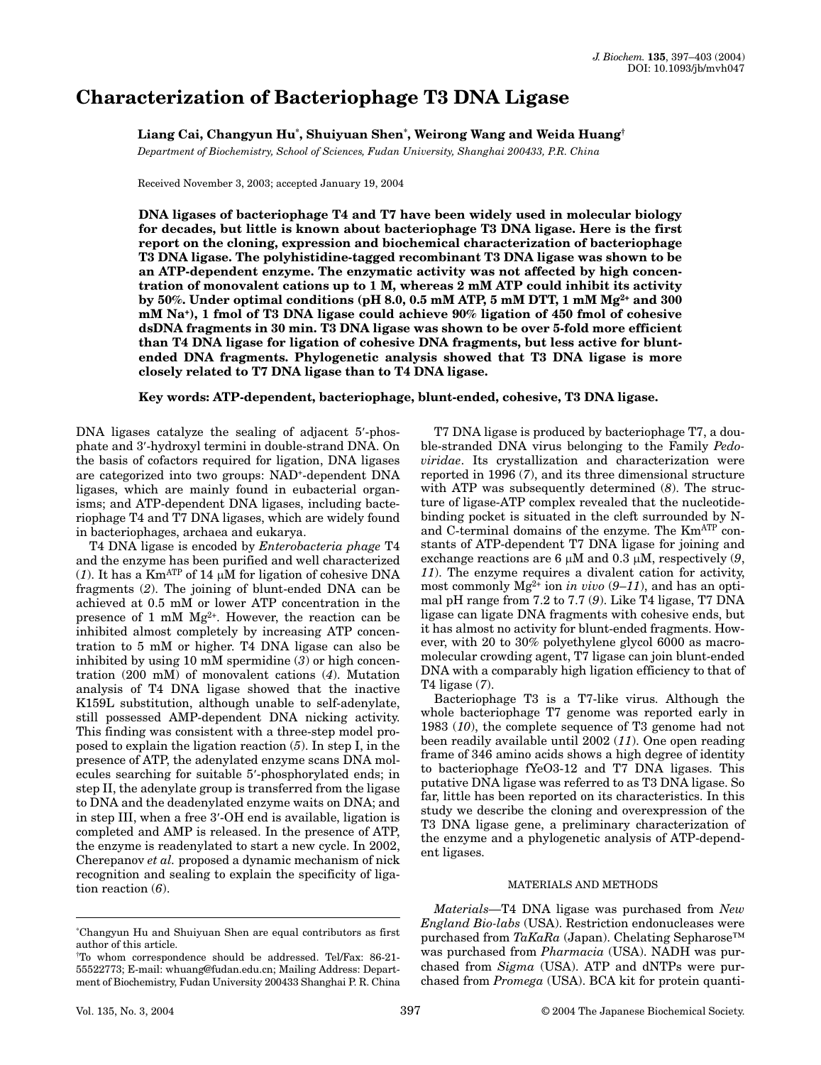# Characterization of Bacteriophage T3 DNA Ligase

**Liang Cai, Changyun Hu*, Shuiyuan Shen*, Weirong Wang and Weida Huang†**

*Department of Biochemistry, School of Sciences, Fudan University, Shanghai 200433, P.R. China*

Received November 3, 2003; accepted January 19, 2004

**DNA ligases of bacteriophage T4 and T7 have been widely used in molecular biology for decades, but little is known about bacteriophage T3 DNA ligase. Here is the first report on the cloning, expression and biochemical characterization of bacteriophage T3 DNA ligase. The polyhistidine-tagged recombinant T3 DNA ligase was shown to be an ATP-dependent enzyme. The enzymatic activity was not affected by high concentration of monovalent cations up to 1 M, whereas 2 mM ATP could inhibit its activity by 50%. Under optimal conditions (pH 8.0, 0.5 mM ATP, 5 mM DTT, 1 mM $Mg^{2+}$ and 300 mM $Na^{+}$), 1 fmol of T3 DNA ligase could achieve 90% ligation of 450 fmol of cohesive dsDNA fragments in 30 min. T3 DNA ligase was shown to be over 5-fold more efficient than T4 DNA ligase for ligation of cohesive DNA fragments, but less active for blunt-ended DNA fragments. Phylogenetic analysis showed that T3 DNA ligase is more closely related to T7 DNA ligase than to T4 DNA ligase.**

**Key words: ATP-dependent, bacteriophage, blunt-ended, cohesive, T3 DNA ligase.**

DNA ligases catalyze the sealing of adjacent 5′-phosphate and 3′-hydroxyl termini in double-strand DNA. On the basis of cofactors required for ligation, DNA ligases are categorized into two groups: $NAD^{+}$-dependent DNA ligases, which are mainly found in eubacterial organisms; and ATP-dependent DNA ligases, including bacteriophage T4 and T7 DNA ligases, which are widely found in bacteriophages, archaea and eukarya.

T4 DNA ligase is encoded by *Enterobacteria phage* T4 and the enzyme has been purified and well characterized (*1*). It has a $Km^{ATP}$ of 14 μM for ligation of cohesive DNA fragments (*2*). The joining of blunt-ended DNA can be achieved at 0.5 mM or lower ATP concentration in the presence of 1 mM $Mg^{2+}$. However, the reaction can be inhibited almost completely by increasing ATP concentration to 5 mM or higher. T4 DNA ligase can also be inhibited by using 10 mM spermidine (*3*) or high concentration (200 mM) of monovalent cations (*4*). Mutation analysis of T4 DNA ligase showed that the inactive K159L substitution, although unable to self-adenylate, still possessed AMP-dependent DNA nicking activity. This finding was consistent with a three-step model proposed to explain the ligation reaction (*5*). In step I, in the presence of ATP, the adenylated enzyme scans DNA molecules searching for suitable 5′-phosphorylated ends; in step II, the adenylate group is transferred from the ligase to DNA and the deadenylated enzyme waits on DNA; and in step III, when a free 3′-OH end is available, ligation is completed and AMP is released. In the presence of ATP, the enzyme is readenylated to start a new cycle. In 2002, Cherepanov *et al.* proposed a dynamic mechanism of nick recognition and sealing to explain the specificity of ligation reaction (*6*).

T7 DNA ligase is produced by bacteriophage T7, a double-stranded DNA virus belonging to the Family *Pedoviridae*. Its crystallization and characterization were reported in 1996 (*7*), and its three dimensional structure with ATP was subsequently determined (*8*). The structure of ligase-ATP complex revealed that the nucleotide-binding pocket is situated in the cleft surrounded by N- and C-terminal domains of the enzyme. The $Km^{ATP}$ constants of ATP-dependent T7 DNA ligase for joining and exchange reactions are 6 μM and 0.3 μM, respectively (*9*, *11*). The enzyme requires a divalent cation for activity, most commonly $Mg^{2+}$ ion *in vivo* (*9–11*), and has an optimal pH range from 7.2 to 7.7 (*9*). Like T4 ligase, T7 DNA ligase can ligate DNA fragments with cohesive ends, but it has almost no activity for blunt-ended fragments. However, with 20 to 30% polyethylene glycol 6000 as macromolecular crowding agent, T7 ligase can join blunt-ended DNA with a comparably high ligation efficiency to that of T4 ligase (*7*).

Bacteriophage T3 is a T7-like virus. Although the whole bacteriophage T7 genome was reported early in 1983 (*10*), the complete sequence of T3 genome had not been readily available until 2002 (*11*). One open reading frame of 346 amino acids shows a high degree of identity to bacteriophage fYeO3-12 and T7 DNA ligases. This putative DNA ligase was referred to as T3 DNA ligase. So far, little has been reported on its characteristics. In this study we describe the cloning and overexpression of the T3 DNA ligase gene, a preliminary characterization of the enzyme and a phylogenetic analysis of ATP-dependent ligases.

## MATERIALS AND METHODS

*Materials*—T4 DNA ligase was purchased from *New England Bio-labs* (USA). Restriction endonucleases were purchased from *TaKaRa* (Japan). Chelating Sepharose™ was purchased from *Pharmacia* (USA). NADH was purchased from *Sigma* (USA). ATP and dNTPs were purchased from *Promega* (USA). BCA kit for protein quanti-

*Changyun Hu and Shuiyuan Shen are equal contributors as first author of this article.

†To whom correspondence should be addressed. Tel/Fax: 86-21-55522773; E-mail: whuang@fudan.edu.cn; Mailing Address: Department of Biochemistry, Fudan University 200433 Shanghai P. R. China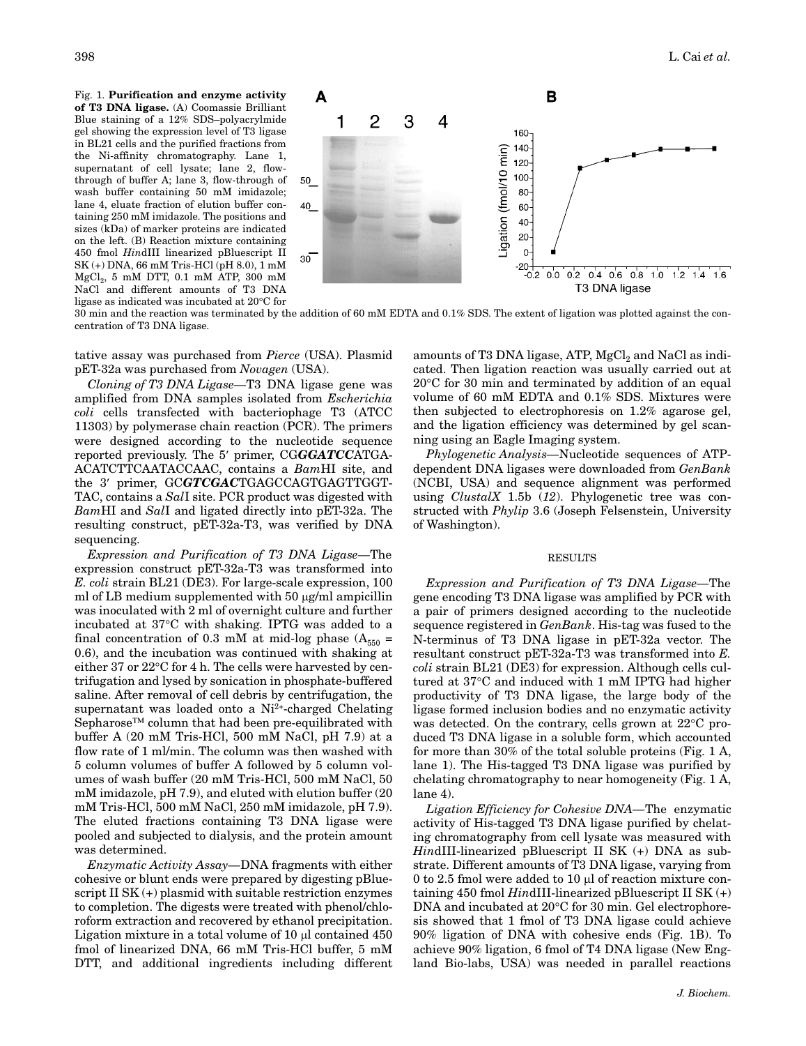Fig. 1. **Purification and enzyme activity of T3 DNA ligase.** (A) Coomassie Brilliant Blue staining of a 12% SDS–polyacrylmide gel showing the expression level of T3 ligase in BL21 cells and the purified fractions from the Ni-affinity chromatography. Lane 1, supernatant of cell lysate; lane 2, flow-through of buffer A; lane 3, flow-through of wash buffer containing 50 mM imidazole; lane 4, eluate fraction of elution buffer containing 250 mM imidazole. The positions and sizes (kDa) of marker proteins are indicated on the left. (B) Reaction mixture containing 450 fmol *Hin*dIII linearized pBluescript II SK (+) DNA, 66 mM Tris-HCl (pH 8.0), 1 mM $MgCl_2$, 5 mM DTT, 0.1 mM ATP, 300 mM NaCl and different amounts of T3 DNA ligase as indicated was incubated at 20°C for 30 min and the reaction was terminated by the addition of 60 mM EDTA and 0.1% SDS. The extent of ligation was plotted against the concentration of T3 DNA ligase.

A

1 2 3 4

50
40
30

B

Ligation (fmol/10 min)

160
140
120
100
80
60
40
20
0
-20

-0.2 0.0 0.2 0.4 0.6 0.8 1.0 1.2 1.4 1.6

T3 DNA ligase

tative assay was purchased from *Pierce* (USA). Plasmid pET-32a was purchased from *Novagen* (USA).

*Cloning of T3 DNA Ligase*—T3 DNA ligase gene was amplified from DNA samples isolated from *Escherichia coli* cells transfected with bacteriophage T3 (ATCC 11303) by polymerase chain reaction (PCR). The primers were designed according to the nucleotide sequence reported previously. The 5′ primer, CG***GGATCC***ATGA-ACATCTTCAATACCAAC, contains a *Bam*HI site, and the 3′ primer, GC***GTCGAC***TGAGCCAGTGAGTTGGT-TAC, contains a *Sal*I site. PCR product was digested with *Bam*HI and *Sal*I and ligated directly into pET-32a. The resulting construct, pET-32a-T3, was verified by DNA sequencing.

*Expression and Purification of T3 DNA Ligase*—The expression construct pET-32a-T3 was transformed into *E. coli* strain BL21 (DE3). For large-scale expression, 100 ml of LB medium supplemented with 50 μg/ml ampicillin was inoculated with 2 ml of overnight culture and further incubated at 37°C with shaking. IPTG was added to a final concentration of 0.3 mM at mid-log phase ($A_{550}$ = 0.6), and the incubation was continued with shaking at either 37 or 22°C for 4 h. The cells were harvested by centrifugation and lysed by sonication in phosphate-buffered saline. After removal of cell debris by centrifugation, the supernatant was loaded onto a $Ni^{2+}$-charged Chelating Sepharose™ column that had been pre-equilibrated with buffer A (20 mM Tris-HCl, 500 mM NaCl, pH 7.9) at a flow rate of 1 ml/min. The column was then washed with 5 column volumes of buffer A followed by 5 column volumes of wash buffer (20 mM Tris-HCl, 500 mM NaCl, 50 mM imidazole, pH 7.9), and eluted with elution buffer (20 mM Tris-HCl, 500 mM NaCl, 250 mM imidazole, pH 7.9). The eluted fractions containing T3 DNA ligase were pooled and subjected to dialysis, and the protein amount was determined.

*Enzymatic Activity Assay*—DNA fragments with either cohesive or blunt ends were prepared by digesting pBluescript II SK (+) plasmid with suitable restriction enzymes to completion. The digests were treated with phenol/chloroform extraction and recovered by ethanol precipitation. Ligation mixture in a total volume of 10 μl contained 450 fmol of linearized DNA, 66 mM Tris-HCl buffer, 5 mM DTT, and additional ingredients including different amounts of T3 DNA ligase, ATP, $MgCl_2$ and NaCl as indicated. Then ligation reaction was usually carried out at 20°C for 30 min and terminated by addition of an equal volume of 60 mM EDTA and 0.1% SDS. Mixtures were then subjected to electrophoresis on 1.2% agarose gel, and the ligation efficiency was determined by gel scanning using an Eagle Imaging system.

*Phylogenetic Analysis*—Nucleotide sequences of ATP-dependent DNA ligases were downloaded from *GenBank* (NCBI, USA) and sequence alignment was performed using *ClustalX* 1.5b (*12*). Phylogenetic tree was constructed with *Phylip* 3.6 (Joseph Felsenstein, University of Washington).

## RESULTS

*Expression and Purification of T3 DNA Ligase*—The gene encoding T3 DNA ligase was amplified by PCR with a pair of primers designed according to the nucleotide sequence registered in *GenBank*. His-tag was fused to the N-terminus of T3 DNA ligase in pET-32a vector. The resultant construct pET-32a-T3 was transformed into *E. coli* strain BL21 (DE3) for expression. Although cells cultured at 37°C and induced with 1 mM IPTG had higher productivity of T3 DNA ligase, the large body of the ligase formed inclusion bodies and no enzymatic activity was detected. On the contrary, cells grown at 22°C produced T3 DNA ligase in a soluble form, which accounted for more than 30% of the total soluble proteins (Fig. 1 A, lane 1). The His-tagged T3 DNA ligase was purified by chelating chromatography to near homogeneity (Fig. 1 A, lane 4).

*Ligation Efficiency for Cohesive DNA*—The enzymatic activity of His-tagged T3 DNA ligase purified by chelating chromatography from cell lysate was measured with *Hin*dIII-linearized pBluescript II SK (+) DNA as substrate. Different amounts of T3 DNA ligase, varying from 0 to 2.5 fmol were added to 10 μl of reaction mixture containing 450 fmol *Hin*dIII-linearized pBluescript II SK (+) DNA and incubated at 20°C for 30 min. Gel electrophoresis showed that 1 fmol of T3 DNA ligase could achieve 90% ligation of DNA with cohesive ends (Fig. 1B). To achieve 90% ligation, 6 fmol of T4 DNA ligase (New England Bio-labs, USA) was needed in parallel reactions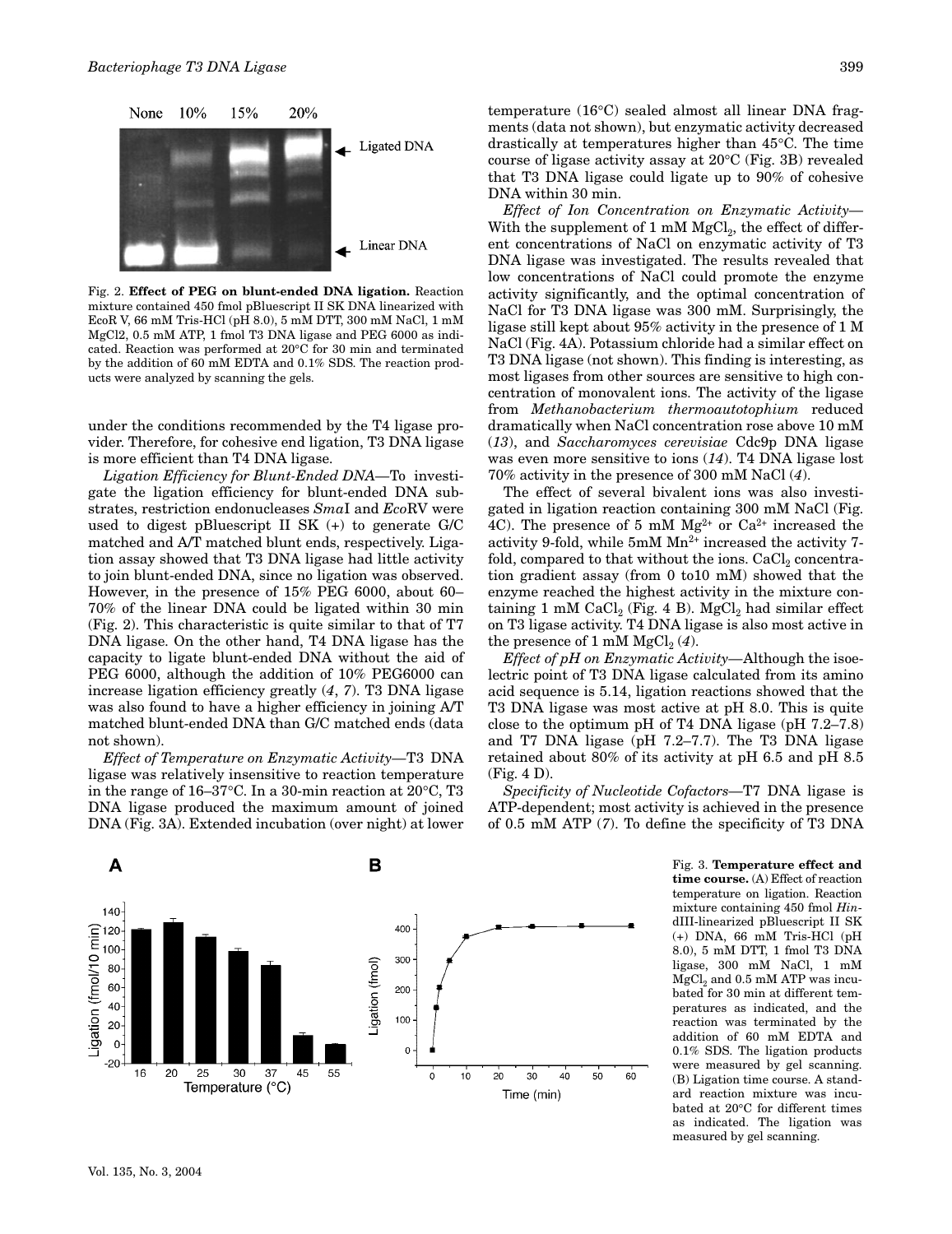None 10% 15% 20%

Ligated DNA

Linear DNA

Fig. 2. **Effect of PEG on blunt-ended DNA ligation.** Reaction mixture contained 450 fmol pBluescript II SK DNA linearized with EcoR V, 66 mM Tris-HCl (pH 8.0), 5 mM DTT, 300 mM NaCl, 1 mM MgCl2, 0.5 mM ATP, 1 fmol T3 DNA ligase and PEG 6000 as indicated. Reaction was performed at 20°C for 30 min and terminated by the addition of 60 mM EDTA and 0.1% SDS. The reaction products were analyzed by scanning the gels.

under the conditions recommended by the T4 ligase provider. Therefore, for cohesive end ligation, T3 DNA ligase is more efficient than T4 DNA ligase.

*Ligation Efficiency for Blunt-Ended DNA*—To investigate the ligation efficiency for blunt-ended DNA substrates, restriction endonucleases *Sma*I and *Eco*RV were used to digest pBluescript II SK (+) to generate G/C matched and A/T matched blunt ends, respectively. Ligation assay showed that T3 DNA ligase had little activity to join blunt-ended DNA, since no ligation was observed. However, in the presence of 15% PEG 6000, about 60–70% of the linear DNA could be ligated within 30 min (Fig. 2). This characteristic is quite similar to that of T7 DNA ligase. On the other hand, T4 DNA ligase has the capacity to ligate blunt-ended DNA without the aid of PEG 6000, although the addition of 10% PEG6000 can increase ligation efficiency greatly (*4*, *7*). T3 DNA ligase was also found to have a higher efficiency in joining A/T matched blunt-ended DNA than G/C matched ends (data not shown).

*Effect of Temperature on Enzymatic Activity*—T3 DNA ligase was relatively insensitive to reaction temperature in the range of 16–37°C. In a 30-min reaction at 20°C, T3 DNA ligase produced the maximum amount of joined DNA (Fig. 3A). Extended incubation (over night) at lower temperature (16°C) sealed almost all linear DNA fragments (data not shown), but enzymatic activity decreased drastically at temperatures higher than 45°C. The time course of ligase activity assay at 20°C (Fig. 3B) revealed that T3 DNA ligase could ligate up to 90% of cohesive DNA within 30 min.

*Effect of Ion Concentration on Enzymatic Activity*—With the supplement of 1 mM $MgCl_2$, the effect of different concentrations of NaCl on enzymatic activity of T3 DNA ligase was investigated. The results revealed that low concentrations of NaCl could promote the enzyme activity significantly, and the optimal concentration of NaCl for T3 DNA ligase was 300 mM. Surprisingly, the ligase still kept about 95% activity in the presence of 1 M NaCl (Fig. 4A). Potassium chloride had a similar effect on T3 DNA ligase (not shown). This finding is interesting, as most ligases from other sources are sensitive to high concentration of monovalent ions. The activity of the ligase from *Methanobacterium thermoautotophium* reduced dramatically when NaCl concentration rose above 10 mM (*13*), and *Saccharomyces cerevisiae* Cdc9p DNA ligase was even more sensitive to ions (*14*). T4 DNA ligase lost 70% activity in the presence of 300 mM NaCl (*4*).

The effect of several bivalent ions was also investigated in ligation reaction containing 300 mM NaCl (Fig. 4C). The presence of 5 mM $Mg^{2+}$ or $Ca^{2+}$ increased the activity 9-fold, while 5mM $Mn^{2+}$ increased the activity 7-fold, compared to that without the ions. $CaCl_2$ concentration gradient assay (from 0 to10 mM) showed that the enzyme reached the highest activity in the mixture containing 1 mM $CaCl_2$ (Fig. 4 B). $MgCl_2$ had similar effect on T3 ligase activity. T4 DNA ligase is also most active in the presence of 1 mM $MgCl_2$ (*4*).

*Effect of pH on Enzymatic Activity*—Although the isoelectric point of T3 DNA ligase calculated from its amino acid sequence is 5.14, ligation reactions showed that the T3 DNA ligase was most active at pH 8.0. This is quite close to the optimum pH of T4 DNA ligase (pH 7.2–7.8) and T7 DNA ligase (pH 7.2–7.7). The T3 DNA ligase retained about 80% of its activity at pH 6.5 and pH 8.5 (Fig. 4 D).

*Specificity of Nucleotide Cofactors*—T7 DNA ligase is ATP-dependent; most activity is achieved in the presence of 0.5 mM ATP (*7*). To define the specificity of T3 DNA

A

Ligation (fmol/10 min)

140
120
100
80
60
40
20
0
-20

16 20 25 30 37 45 55

Temperature (°C)

B

Ligation (fmol)

400
300
200
100
0

0 10 20 30 40 50 60

Time (min)

Fig. 3. **Temperature effect and time course.** (A) Effect of reaction temperature on ligation. Reaction mixture containing 450 fmol *Hin*dIII-linearized pBluescript II SK (+) DNA, 66 mM Tris-HCl (pH 8.0), 5 mM DTT, 1 fmol T3 DNA ligase, 300 mM NaCl, 1 mM $MgCl_2$ and 0.5 mM ATP was incubated for 30 min at different temperatures as indicated, and the reaction was terminated by the addition of 60 mM EDTA and 0.1% SDS. The ligation products were measured by gel scanning. (B) Ligation time course. A standard reaction mixture was incubated at 20°C for different times as indicated. The ligation was measured by gel scanning.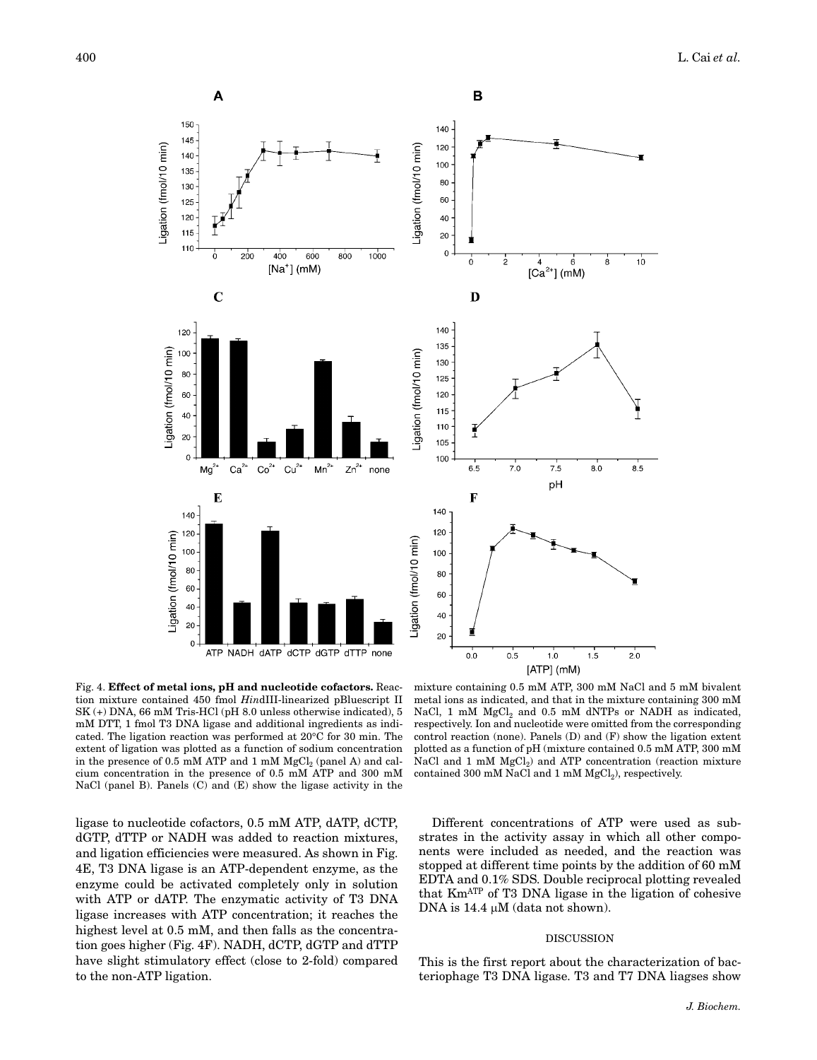A

Ligation (fmol/10 min)

150
145
140
135
130
125
120
115
110

0 200 400 600 800 1000

[Na+] (mM)

B

Ligation (fmol/10 min)

140
120
100
80
60
40
20
0

0 2 4 6 8 10

[Ca2+] (mM)

C

Ligation (fmol/10 min)

120
100
80
60
40
20
0

Mg2+ Ca2+ Co2+ Cu2+ Mn2+ Zn2+ none

D

Ligation (fmol/10 min)

140
135
130
125
120
115
110
105
100

6.5 7.0 7.5 8.0 8.5

pH

E

Ligation (fmol/10 min)

140
120
100
80
60
40
20
0

ATP NADH dATP dCTP dGTP dTTP none

F

Ligation (fmol/10 min)

140
120
100
80
60
40
20

0.0 0.5 1.0 1.5 2.0

[ATP] (mM)

Fig. 4. **Effect of metal ions, pH and nucleotide cofactors.** Reaction mixture contained 450 fmol *Hin*dIII-linearized pBluescript II SK (+) DNA, 66 mM Tris-HCl (pH 8.0 unless otherwise indicated), 5 mM DTT, 1 fmol T3 DNA ligase and additional ingredients as indicated. The ligation reaction was performed at 20°C for 30 min. The extent of ligation was plotted as a function of sodium concentration in the presence of 0.5 mM ATP and 1 mM $MgCl_2$ (panel A) and calcium concentration in the presence of 0.5 mM ATP and 300 mM NaCl (panel B). Panels (C) and (E) show the ligase activity in the mixture containing 0.5 mM ATP, 300 mM NaCl and 5 mM bivalent metal ions as indicated, and that in the mixture containing 300 mM NaCl, 1 mM $MgCl_2$ and 0.5 mM dNTPs or NADH as indicated, respectively. Ion and nucleotide were omitted from the corresponding control reaction (none). Panels (D) and (F) show the ligation extent plotted as a function of pH (mixture contained 0.5 mM ATP, 300 mM NaCl and 1 mM $MgCl_2$) and ATP concentration (reaction mixture contained 300 mM NaCl and 1 mM $MgCl_2$), respectively.

ligase to nucleotide cofactors, 0.5 mM ATP, dATP, dCTP, dGTP, dTTP or NADH was added to reaction mixtures, and ligation efficiencies were measured. As shown in Fig. 4E, T3 DNA ligase is an ATP-dependent enzyme, as the enzyme could be activated completely only in solution with ATP or dATP. The enzymatic activity of T3 DNA ligase increases with ATP concentration; it reaches the highest level at 0.5 mM, and then falls as the concentration goes higher (Fig. 4F). NADH, dCTP, dGTP and dTTP have slight stimulatory effect (close to 2-fold) compared to the non-ATP ligation.

Different concentrations of ATP were used as substrates in the activity assay in which all other components were included as needed, and the reaction was stopped at different time points by the addition of 60 mM EDTA and 0.1% SDS. Double reciprocal plotting revealed that $Km^{ATP}$ of T3 DNA ligase in the ligation of cohesive DNA is 14.4 μM (data not shown).

## DISCUSSION

This is the first report about the characterization of bacteriophage T3 DNA ligase. T3 and T7 DNA liagses show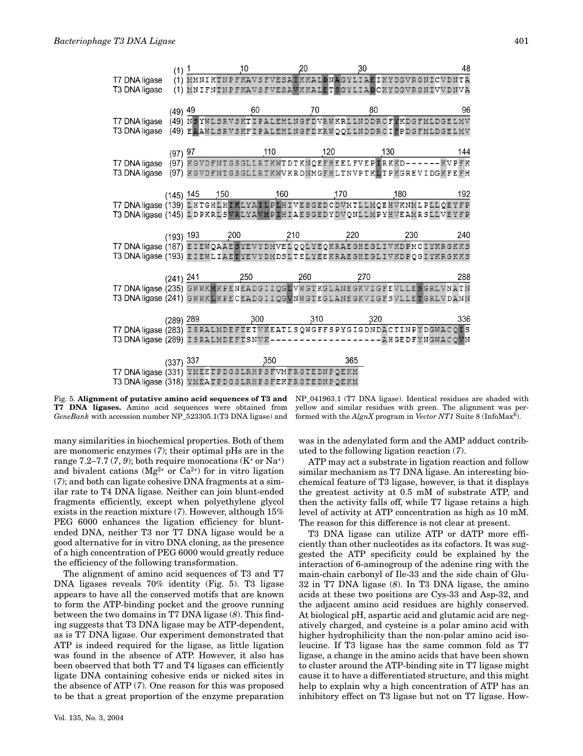```
          (1)   1         10        20        30              48
T7 DNA ligase   (1)   MMNIKTNPFKAVSFVESAIKKALDNAGYLIAEIKYDGVRGNICVDNTA
T3 DNA ligase   (1)   MNIFNTNPFKAVSFVESAVKKALETSGYLIADCKYDGVRGNIVVDNVA

          (49)  49         60        70        80              96
T7 DNA ligase   (49)  NSYWLSRVSKTIPALEHLNGFDVRWKRLLNDDRCFYKDGFMLDGELMV
T3 DNA ligase   (49)  EAAWLSRVSKFIPALEHLNGFDKRWQQLLNDDRCIFPDGFMLDGELMV

          (97)  97           110       120       130           144
T7 DNA ligase   (97)  KGVDFNTGSGLLRTKWTDTKNQEFHEELFVEPIRKKD------KVPFK
T3 DNA ligase   (97)  KGVDFNTGSGLLRTKWVKRDNMGFHLTNVPTKLTPKGREVIDGKFEFH

          (145) 145  150       160       170       180           192
T7 DNA ligase (139)   LHTGHLHIKLYAILPLHIVESGEDCDVMTLLMQEHVKNMLPLLQEYFP
T3 DNA ligase (145)   LDPKRLSVRLYAVMPIHIAESGEDYDVQNLLMPYHVEAMRSLLVEYFP

          (193) 193     200         210       220       230         240
T7 DNA ligase (187)   EIEWQAAESYEVYDMVELQQLYEQKRAEGHEGLIVKDPMCIYKRGKKS
T3 DNA ligase (193)   EIEWLIAETYEVYDMDSLTELYEEKRAEGHEGLIVKDPQGIYKRGKKS

          (241) 241       250       260       270                 288
T7 DNA ligase (235)   GWWKMKPENEADGIIQGLVWGTKGLANEGKVIGFEVLLESGRLVNATN
T3 DNA ligase (241)   GWWKLKPECEADGIIQGVNWGTEGLANEGKVIGFSVLLETGRLVDANN

          (289) 289        300       310       320                 336
T7 DNA ligase (283)   ISRALMDEFTETVKEATLSQWGFFSPYGIGDNDACTINPYDGWACQIS
T3 DNA ligase (289)   ISRALMDEFTSNVK-------------------AHGEDFYNGWACQVN

          (337) 337          350          365
T7 DNA ligase (331)   YMEETPDGSLRHPSFVMFRGTEDNPQEKM
T3 DNA ligase (318)   YMEATPDGSLRHPSFEKFRGTEDNPQEKM
```

Fig. 5. **Alignment of putative amino acid sequences of T3 and T7 DNA ligases.** Amino acid sequences were obtained from *GeneBank* with accession number NP_523305.1(T3 DNA ligase) and NP_041963.1 (T7 DNA ligase). Identical residues are shaded with yellow and similar residues with green. The alignment was performed with the *AlgnX* program in *Vector NT1* Suite 8 (InfoMax[R]).

many similarities in biochemical properties. Both of them are monomeric enzymes (*7*); their optimal pHs are in the range 7.2–7.7 (*7*, *9*); both require monocations ($K^+$ or $Na^+$) and bivalent cations ($Mg^{2+}$ or $Ca^{2+}$) for in vitro ligation (*7*); and both can ligate cohesive DNA fragments at a similar rate to T4 DNA ligase. Neither can join blunt-ended fragments efficiently, except when polyethylene glycol exists in the reaction mixture (*7*). However, although 15% PEG 6000 enhances the ligation efficiency for blunt-ended DNA, neither T3 nor T7 DNA ligase would be a good alternative for in vitro DNA cloning, as the presence of a high concentration of PEG 6000 would greatly reduce the efficiency of the following transformation.

The alignment of amino acid sequences of T3 and T7 DNA ligases reveals 70% identity (Fig. 5). T3 ligase appears to have all the conserved motifs that are known to form the ATP-binding pocket and the groove running between the two domains in T7 DNA ligase (*8*). This finding suggests that T3 DNA ligase may be ATP-dependent, as is T7 DNA ligase. Our experiment demonstrated that ATP is indeed required for the ligase, as little ligation was found in the absence of ATP. However, it also has been observed that both T7 and T4 ligases can efficiently ligate DNA containing cohesive ends or nicked sites in the absence of ATP (*7*). One reason for this was proposed to be that a great proportion of the enzyme preparation was in the adenylated form and the AMP adduct contributed to the following ligation reaction (*7*).

ATP may act a substrate in ligation reaction and follow similar mechanism as T7 DNA ligase. An interesting biochemical feature of T3 ligase, however, is that it displays the greatest activity at 0.5 mM of substrate ATP, and then the activity falls off, while T7 ligase retains a high level of activity at ATP concentration as high as 10 mM. The reason for this difference is not clear at present.

T3 DNA ligase can utilize ATP or dATP more efficiently than other nucleotides as its cofactors. It was suggested the ATP specificity could be explained by the interaction of 6-aminogroup of the adenine ring with the main-chain carbonyl of Ile-33 and the side chain of Glu-32 in T7 DNA ligase (*8*). In T3 DNA ligase, the amino acids at these two positions are Cys-33 and Asp-32, and the adjacent amino acid residues are highly conserved. At biological pH, aspartic acid and glutamic acid are negatively charged, and cysteine is a polar amino acid with higher hydrophilicity than the non-polar amino acid isoleucine. If T3 ligase has the same common fold as T7 ligase, a change in the amino acids that have been shown to cluster around the ATP-binding site in T7 ligase might cause it to have a differentiated structure, and this might help to explain why a high concentration of ATP has an inhibitory effect on T3 ligase but not on T7 ligase. How-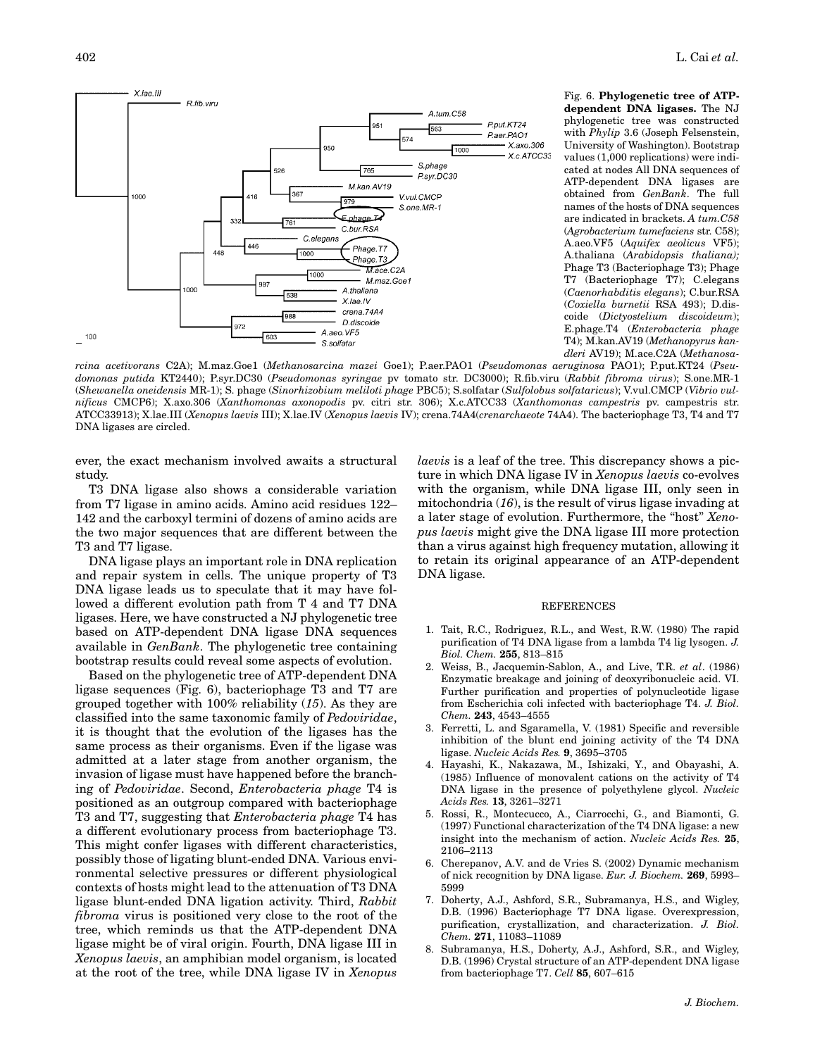X.lae.III
R.fib.viru
A.tum.C58
P.put.KT24
P.aer.PAO1
X.axo.306
X.c.ATCC33
S.phage
P.syr.DC30
M.kan.AV19
V.vul.CMCP
S.one.MR-1
E.phage.T4
C.bur.RSA
C.elegans
Phage.T7
Phage.T3
M.ace.C2A
M.maz.Goe1
A.thaliana
X.lae.IV
crena.74A4
D.discoide
A.aeo.VF5
S.solfatar
1000
951
563
574
950
1000
526
765
416
367
979
332
761
448
446
1000
1000
1000
987
538
988
972
603
100

Fig. 6. **Phylogenetic tree of ATP-dependent DNA ligases.** The NJ phylogenetic tree was constructed with *Phylip* 3.6 (Joseph Felsenstein, University of Washington). Bootstrap values (1,000 replications) were indicated at nodes All DNA sequences of ATP-dependent DNA ligases are obtained from *GenBank*. The full names of the hosts of DNA sequences are indicated in brackets. *A tum.C58* (*Agrobacterium tumefaciens* str. C58); A.aeo.VF5 (*Aquifex aeolicus* VF5); A.thaliana (*Arabidopsis thaliana);* Phage T3 (Bacteriophage T3); Phage T7 (Bacteriophage T7); C.elegans (*Caenorhabditis elegans*); C.bur.RSA (*Coxiella burnetii* RSA 493); D.discoide (*Dictyostelium discoideum*); E.phage.T4 (*Enterobacteria phage* T4); M.kan.AV19 (*Methanopyrus kandleri* AV19); M.ace.C2A (*Methanosarcina acetivorans* C2A); M.maz.Goe1 (*Methanosarcina mazei* Goe1); P.aer.PAO1 (*Pseudomonas aeruginosa* PAO1); P.put.KT24 (*Pseudomonas putida* KT2440); P.syr.DC30 (*Pseudomonas syringae* pv tomato str. DC3000); R.fib.viru (*Rabbit fibroma virus*); S.one.MR-1 (*Shewanella oneidensis* MR-1); S. phage (*Sinorhizobium meliloti phage* PBC5); S.solfatar (*Sulfolobus solfataricus*); V.vul.CMCP (*Vibrio vulnificus* CMCP6); X.axo.306 (*Xanthomonas axonopodis* pv. citri str. 306); X.c.ATCC33 (*Xanthomonas campestris* pv. campestris str. ATCC33913); X.lae.III (*Xenopus laevis* III); X.lae.IV (*Xenopus laevis* IV); crena.74A4(*crenarchaeote* 74A4). The bacteriophage T3, T4 and T7 DNA ligases are circled.

ever, the exact mechanism involved awaits a structural study.

T3 DNA ligase also shows a considerable variation from T7 ligase in amino acids. Amino acid residues 122–142 and the carboxyl termini of dozens of amino acids are the two major sequences that are different between the T3 and T7 ligase.

DNA ligase plays an important role in DNA replication and repair system in cells. The unique property of T3 DNA ligase leads us to speculate that it may have followed a different evolution path from T 4 and T7 DNA ligases. Here, we have constructed a NJ phylogenetic tree based on ATP-dependent DNA ligase DNA sequences available in *GenBank*. The phylogenetic tree containing bootstrap results could reveal some aspects of evolution.

Based on the phylogenetic tree of ATP-dependent DNA ligase sequences (Fig. 6), bacteriophage T3 and T7 are grouped together with 100% reliability (*15*). As they are classified into the same taxonomic family of *Pedoviridae*, it is thought that the evolution of the ligases has the same process as their organisms. Even if the ligase was admitted at a later stage from another organism, the invasion of ligase must have happened before the branching of *Pedoviridae*. Second, *Enterobacteria phage* T4 is positioned as an outgroup compared with bacteriophage T3 and T7, suggesting that *Enterobacteria phage* T4 has a different evolutionary process from bacteriophage T3. This might confer ligases with different characteristics, possibly those of ligating blunt-ended DNA. Various environmental selective pressures or different physiological contexts of hosts might lead to the attenuation of T3 DNA ligase blunt-ended DNA ligation activity. Third, *Rabbit fibroma* virus is positioned very close to the root of the tree, which reminds us that the ATP-dependent DNA ligase might be of viral origin. Fourth, DNA ligase III in *Xenopus laevis*, an amphibian model organism, is located at the root of the tree, while DNA ligase IV in *Xenopus laevis* is a leaf of the tree. This discrepancy shows a picture in which DNA ligase IV in *Xenopus laevis* co-evolves with the organism, while DNA ligase III, only seen in mitochondria (*16*), is the result of virus ligase invading at a later stage of evolution. Furthermore, the "host" *Xenopus laevis* might give the DNA ligase III more protection than a virus against high frequency mutation, allowing it to retain its original appearance of an ATP-dependent DNA ligase.

## REFERENCES

1. Tait, R.C., Rodriguez, R.L., and West, R.W. (1980) The rapid purification of T4 DNA ligase from a lambda T4 lig lysogen. *J. Biol. Chem.* **255**, 813–815
2. Weiss, B., Jacquemin-Sablon, A., and Live, T.R. *et al*. (1986) Enzymatic breakage and joining of deoxyribonucleic acid. VI. Further purification and properties of polynucleotide ligase from Escherichia coli infected with bacteriophage T4. *J. Biol. Chem.* **243**, 4543–4555
3. Ferretti, L. and Sgaramella, V. (1981) Specific and reversible inhibition of the blunt end joining activity of the T4 DNA ligase. *Nucleic Acids Res.* **9**, 3695–3705
4. Hayashi, K., Nakazawa, M., Ishizaki, Y., and Obayashi, A. (1985) Influence of monovalent cations on the activity of T4 DNA ligase in the presence of polyethylene glycol. *Nucleic Acids Res.* **13**, 3261–3271
5. Rossi, R., Montecucco, A., Ciarrocchi, G., and Biamonti, G. (1997) Functional characterization of the T4 DNA ligase: a new insight into the mechanism of action. *Nucleic Acids Res.* **25**, 2106–2113
6. Cherepanov, A.V. and de Vries S. (2002) Dynamic mechanism of nick recognition by DNA ligase. *Eur. J. Biochem.* **269**, 5993–5999
7. Doherty, A.J., Ashford, S.R., Subramanya, H.S., and Wigley, D.B. (1996) Bacteriophage T7 DNA ligase. Overexpression, purification, crystallization, and characterization. *J. Biol. Chem.* **271**, 11083–11089
8. Subramanya, H.S., Doherty, A.J., Ashford, S.R., and Wigley, D.B. (1996) Crystal structure of an ATP-dependent DNA ligase from bacteriophage T7. *Cell* **85**, 607–615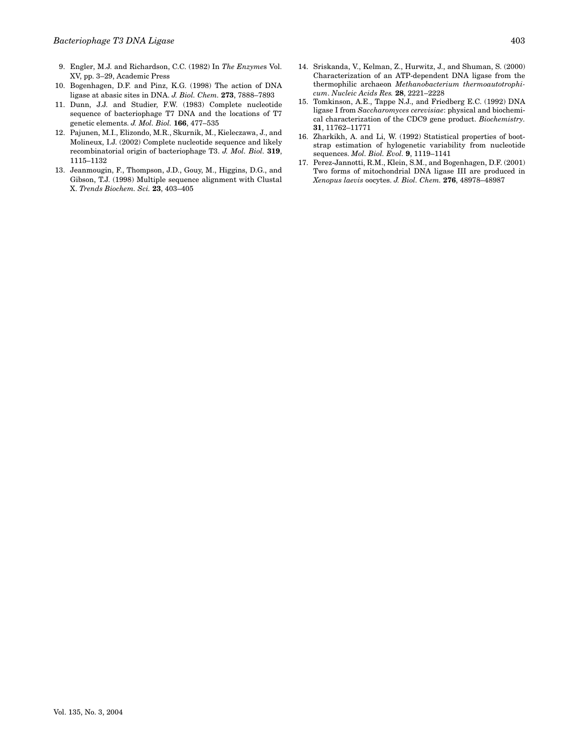9. Engler, M.J. and Richardson, C.C. (1982) In *The Enzymes* Vol. XV, pp. 3–29, Academic Press
10. Bogenhagen, D.F. and Pinz, K.G. (1998) The action of DNA ligase at abasic sites in DNA. *J. Biol. Chem.* **273**, 7888–7893
11. Dunn, J.J. and Studier, F.W. (1983) Complete nucleotide sequence of bacteriophage T7 DNA and the locations of T7 genetic elements. *J. Mol. Biol.* **166**, 477–535
12. Pajunen, M.I., Elizondo, M.R., Skurnik, M., Kieleczawa, J., and Molineux, I.J. (2002) Complete nucleotide sequence and likely recombinatorial origin of bacteriophage T3. *J. Mol. Biol.* **319**, 1115–1132
13. Jeanmougin, F., Thompson, J.D., Gouy, M., Higgins, D.G., and Gibson, T.J. (1998) Multiple sequence alignment with Clustal X. *Trends Biochem. Sci.* **23**, 403–405
14. Sriskanda, V., Kelman, Z., Hurwitz, J., and Shuman, S. (2000) Characterization of an ATP-dependent DNA ligase from the thermophilic archaeon *Methanobacterium thermoautotrophicum*. *Nucleic Acids Res.* **28**, 2221–2228
15. Tomkinson, A.E., Tappe N.J., and Friedberg E.C. (1992) DNA ligase I from *Saccharomyces cerevisiae*: physical and biochemical characterization of the CDC9 gene product. *Biochemistry*. **31**, 11762–11771
16. Zharkikh, A. and Li, W. (1992) Statistical properties of bootstrap estimation of hylogenetic variability from nucleotide sequences. *Mol. Biol. Evol.* **9**, 1119–1141
17. Perez-Jannotti, R.M., Klein, S.M., and Bogenhagen, D.F. (2001) Two forms of mitochondrial DNA ligase III are produced in *Xenopus laevis* oocytes. *J. Biol. Chem.* **276**, 48978–48987